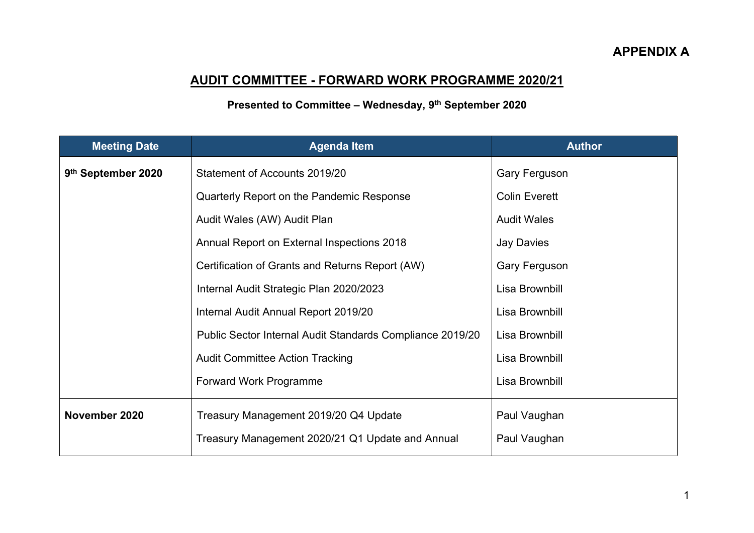**APPENDIX A**

# AUDIT COMMITTEE - FORWARD WORK PROGRAMME 2020/21

**Presented to Committee – Wednesday, 9th September 2020**

| Meeting Date | Agenda Item | Author |
|---|---|---|
| **9th September 2020** | Statement of Accounts 2019/20 | Gary Ferguson |
| | Quarterly Report on the Pandemic Response | Colin Everett |
| | Audit Wales (AW) Audit Plan | Audit Wales |
| | Annual Report on External Inspections 2018 | Jay Davies |
| | Certification of Grants and Returns Report (AW) | Gary Ferguson |
| | Internal Audit Strategic Plan 2020/2023 | Lisa Brownbill |
| | Internal Audit Annual Report 2019/20 | Lisa Brownbill |
| | Public Sector Internal Audit Standards Compliance 2019/20 | Lisa Brownbill |
| | Audit Committee Action Tracking | Lisa Brownbill |
| | Forward Work Programme | Lisa Brownbill |
| **November 2020** | Treasury Management 2019/20 Q4 Update | Paul Vaughan |
| | Treasury Management 2020/21 Q1 Update and Annual | Paul Vaughan |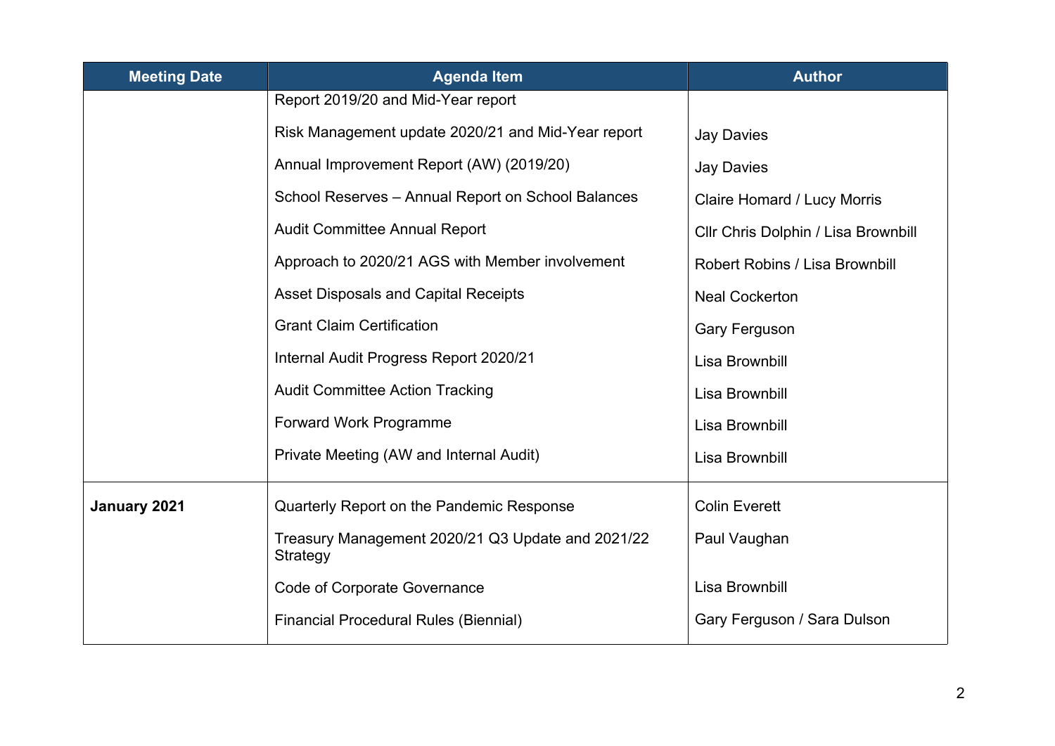| Meeting Date | Agenda Item | Author |
|---|---|---|
| | Report 2019/20 and Mid-Year report | |
| | Risk Management update 2020/21 and Mid-Year report | Jay Davies |
| | Annual Improvement Report (AW) (2019/20) | Jay Davies |
| | School Reserves – Annual Report on School Balances | Claire Homard / Lucy Morris |
| | Audit Committee Annual Report | Cllr Chris Dolphin / Lisa Brownbill |
| | Approach to 2020/21 AGS with Member involvement | Robert Robins / Lisa Brownbill |
| | Asset Disposals and Capital Receipts | Neal Cockerton |
| | Grant Claim Certification | Gary Ferguson |
| | Internal Audit Progress Report 2020/21 | Lisa Brownbill |
| | Audit Committee Action Tracking | Lisa Brownbill |
| | Forward Work Programme | Lisa Brownbill |
| | Private Meeting (AW and Internal Audit) | Lisa Brownbill |
| **January 2021** | Quarterly Report on the Pandemic Response | Colin Everett |
| | Treasury Management 2020/21 Q3 Update and 2021/22 Strategy | Paul Vaughan |
| | Code of Corporate Governance | Lisa Brownbill |
| | Financial Procedural Rules (Biennial) | Gary Ferguson / Sara Dulson |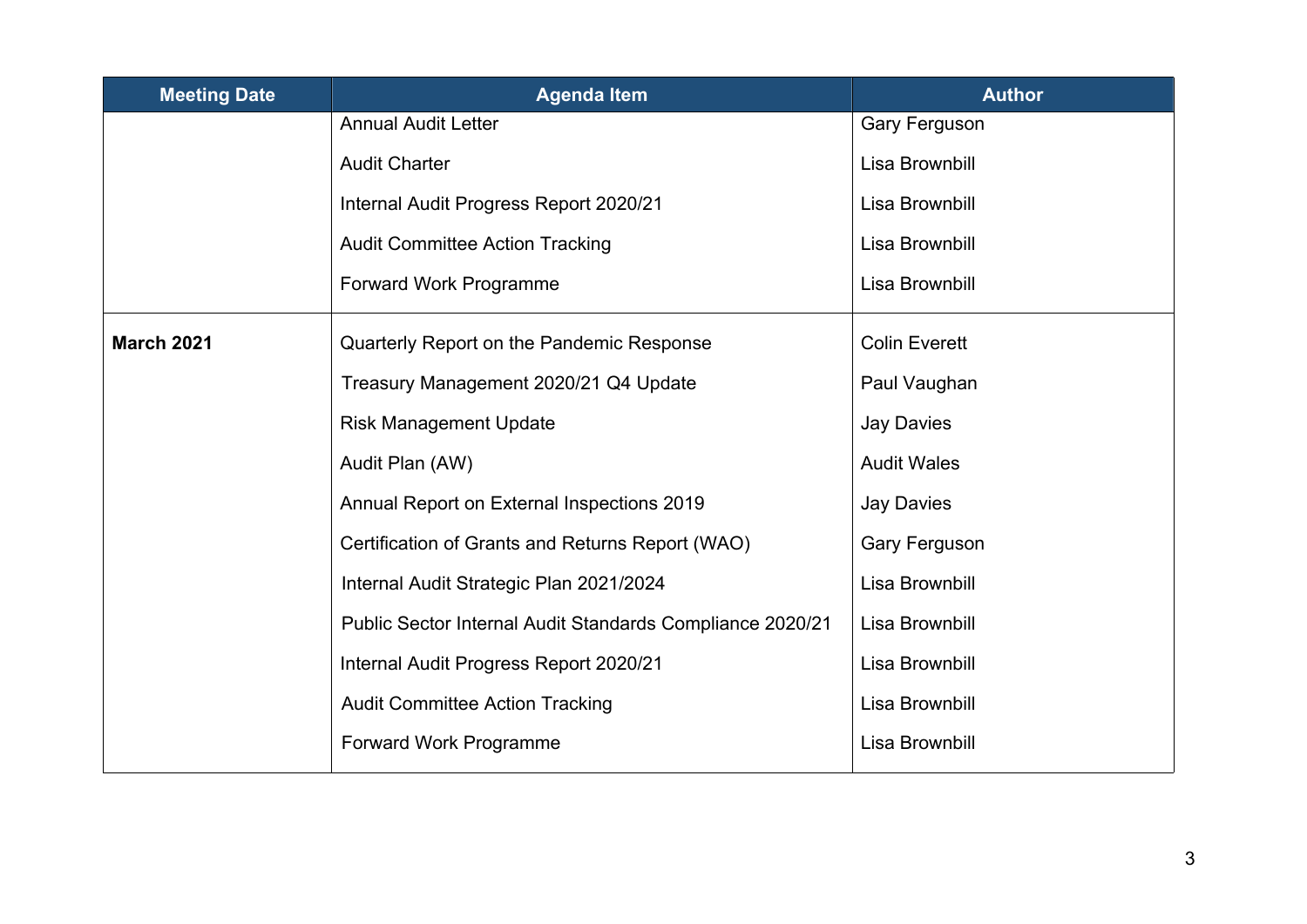| Meeting Date | Agenda Item | Author |
|---|---|---|
| | Annual Audit Letter | Gary Ferguson |
| | Audit Charter | Lisa Brownbill |
| | Internal Audit Progress Report 2020/21 | Lisa Brownbill |
| | Audit Committee Action Tracking | Lisa Brownbill |
| | Forward Work Programme | Lisa Brownbill |
| **March 2021** | Quarterly Report on the Pandemic Response | Colin Everett |
| | Treasury Management 2020/21 Q4 Update | Paul Vaughan |
| | Risk Management Update | Jay Davies |
| | Audit Plan (AW) | Audit Wales |
| | Annual Report on External Inspections 2019 | Jay Davies |
| | Certification of Grants and Returns Report (WAO) | Gary Ferguson |
| | Internal Audit Strategic Plan 2021/2024 | Lisa Brownbill |
| | Public Sector Internal Audit Standards Compliance 2020/21 | Lisa Brownbill |
| | Internal Audit Progress Report 2020/21 | Lisa Brownbill |
| | Audit Committee Action Tracking | Lisa Brownbill |
| | Forward Work Programme | Lisa Brownbill |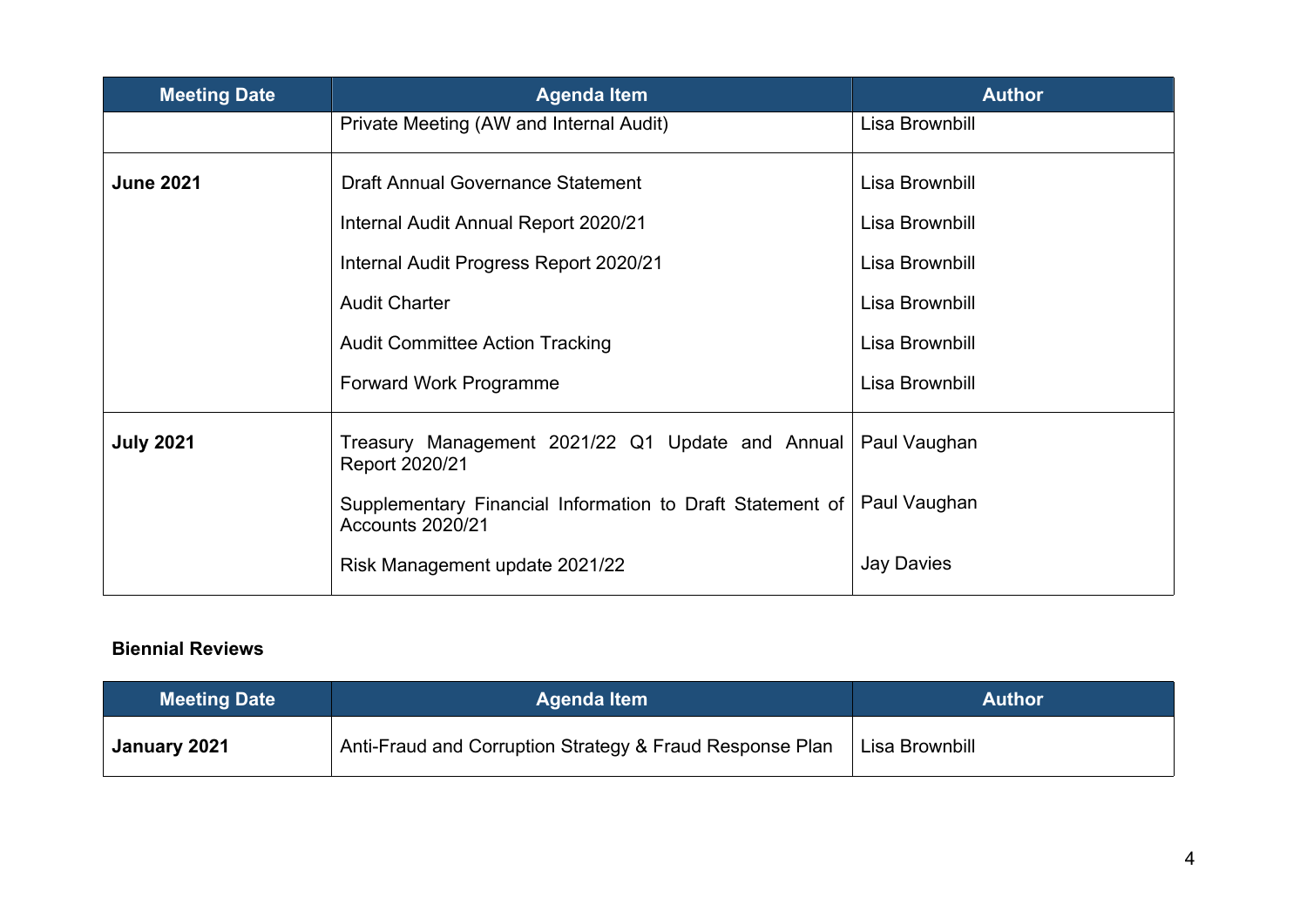| Meeting Date | Agenda Item | Author |
| --- | --- | --- |
| | Private Meeting (AW and Internal Audit) | Lisa Brownbill |
| **June 2021** | Draft Annual Governance Statement | Lisa Brownbill |
| | Internal Audit Annual Report 2020/21 | Lisa Brownbill |
| | Internal Audit Progress Report 2020/21 | Lisa Brownbill |
| | Audit Charter | Lisa Brownbill |
| | Audit Committee Action Tracking | Lisa Brownbill |
| | Forward Work Programme | Lisa Brownbill |
| **July 2021** | Treasury Management 2021/22 Q1 Update and Annual Report 2020/21 | Paul Vaughan |
| | Supplementary Financial Information to Draft Statement of Accounts 2020/21 | Paul Vaughan |
| | Risk Management update 2021/22 | Jay Davies |

**Biennial Reviews**

| Meeting Date | Agenda Item | Author |
| --- | --- | --- |
| **January 2021** | Anti-Fraud and Corruption Strategy & Fraud Response Plan | Lisa Brownbill |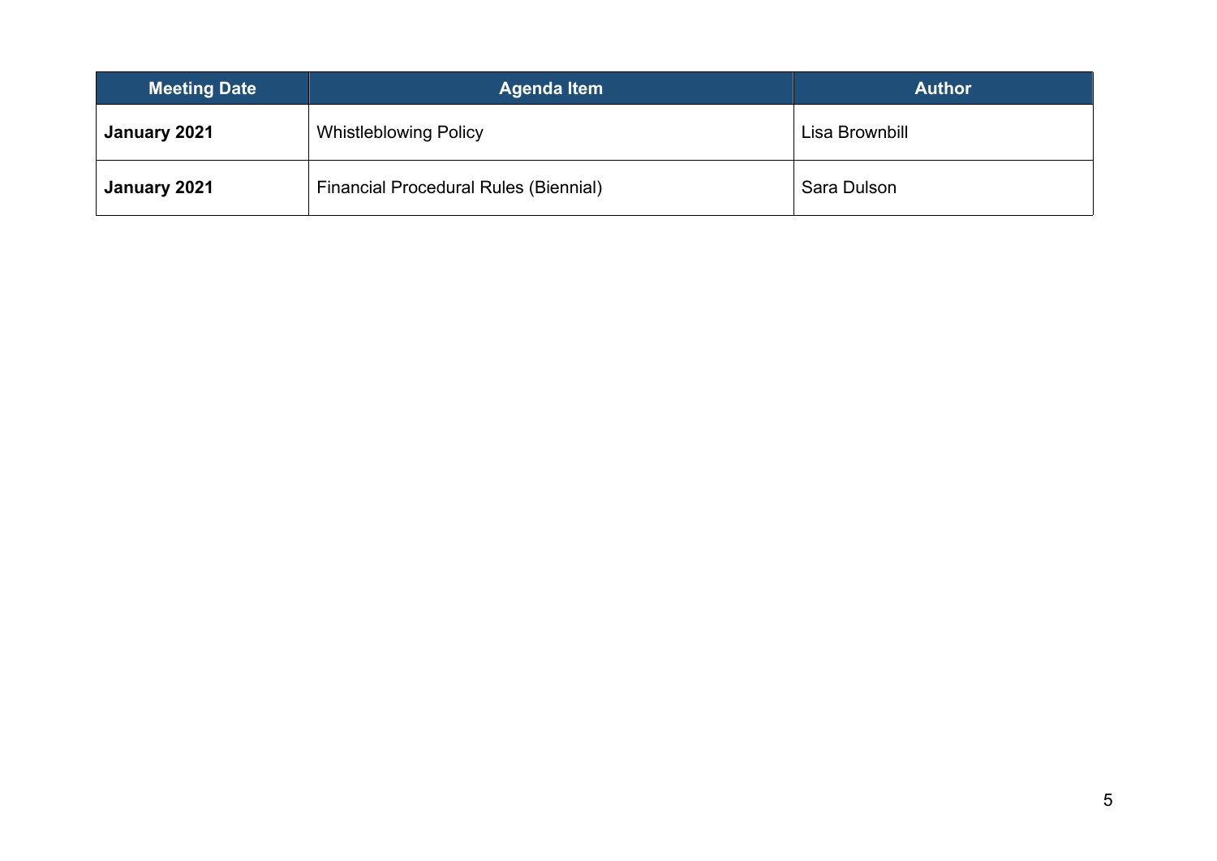| Meeting Date | Agenda Item | Author |
|---|---|---|
| **January 2021** | Whistleblowing Policy | Lisa Brownbill |
| **January 2021** | Financial Procedural Rules (Biennial) | Sara Dulson |